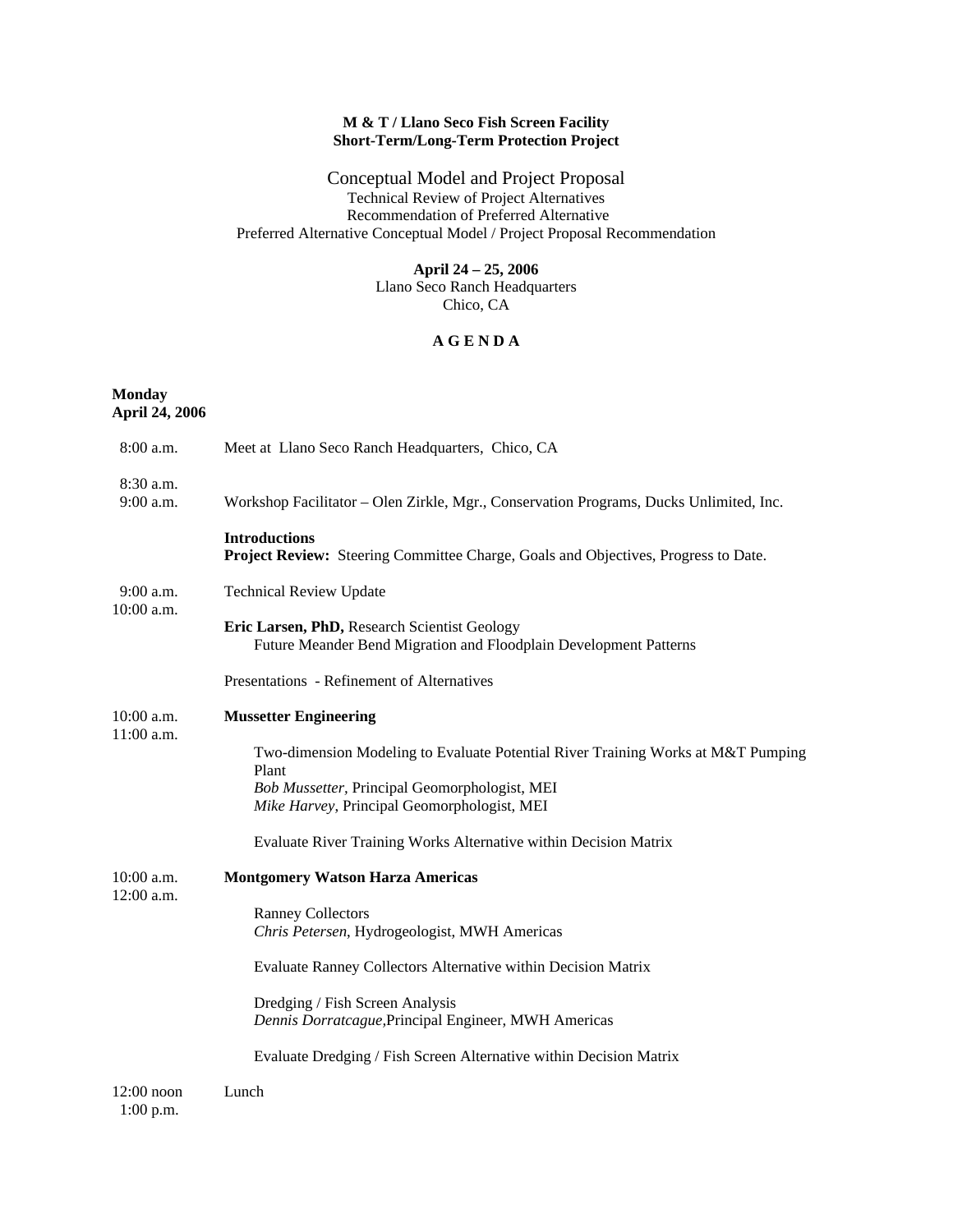**M & T / Llano Seco Fish Screen Facility**
**Short-Term/Long-Term Protection Project**

Conceptual Model and Project Proposal
Technical Review of Project Alternatives
Recommendation of Preferred Alternative
Preferred Alternative Conceptual Model / Project Proposal Recommendation

**April 24 – 25, 2006**
Llano Seco Ranch Headquarters
Chico, CA

**A G E N D A**

**Monday**
**April 24, 2006**

| | |
|---|---|
| 8:00 a.m. | Meet at Llano Seco Ranch Headquarters, Chico, CA |
| 8:30 a.m.<br>9:00 a.m. | Workshop Facilitator – Olen Zirkle, Mgr., Conservation Programs, Ducks Unlimited, Inc.<br><br>**Introductions**<br>**Project Review:** Steering Committee Charge, Goals and Objectives, Progress to Date. |
| 9:00 a.m.<br>10:00 a.m. | Technical Review Update<br><br>**Eric Larsen, PhD,** Research Scientist Geology<br>Future Meander Bend Migration and Floodplain Development Patterns<br><br>Presentations - Refinement of Alternatives |
| 10:00 a.m.<br>11:00 a.m. | **Mussetter Engineering**<br><br>Two-dimension Modeling to Evaluate Potential River Training Works at M&T Pumping Plant<br>*Bob Mussetter*, Principal Geomorphologist, MEI<br>*Mike Harvey*, Principal Geomorphologist, MEI<br><br>Evaluate River Training Works Alternative within Decision Matrix |
| 10:00 a.m.<br>12:00 a.m. | **Montgomery Watson Harza Americas**<br><br>Ranney Collectors<br>*Chris Petersen*, Hydrogeologist, MWH Americas<br><br>Evaluate Ranney Collectors Alternative within Decision Matrix<br><br>Dredging / Fish Screen Analysis<br>*Dennis Dorratcague,*Principal Engineer, MWH Americas<br><br>Evaluate Dredging / Fish Screen Alternative within Decision Matrix |
| 12:00 noon<br>1:00 p.m. | Lunch |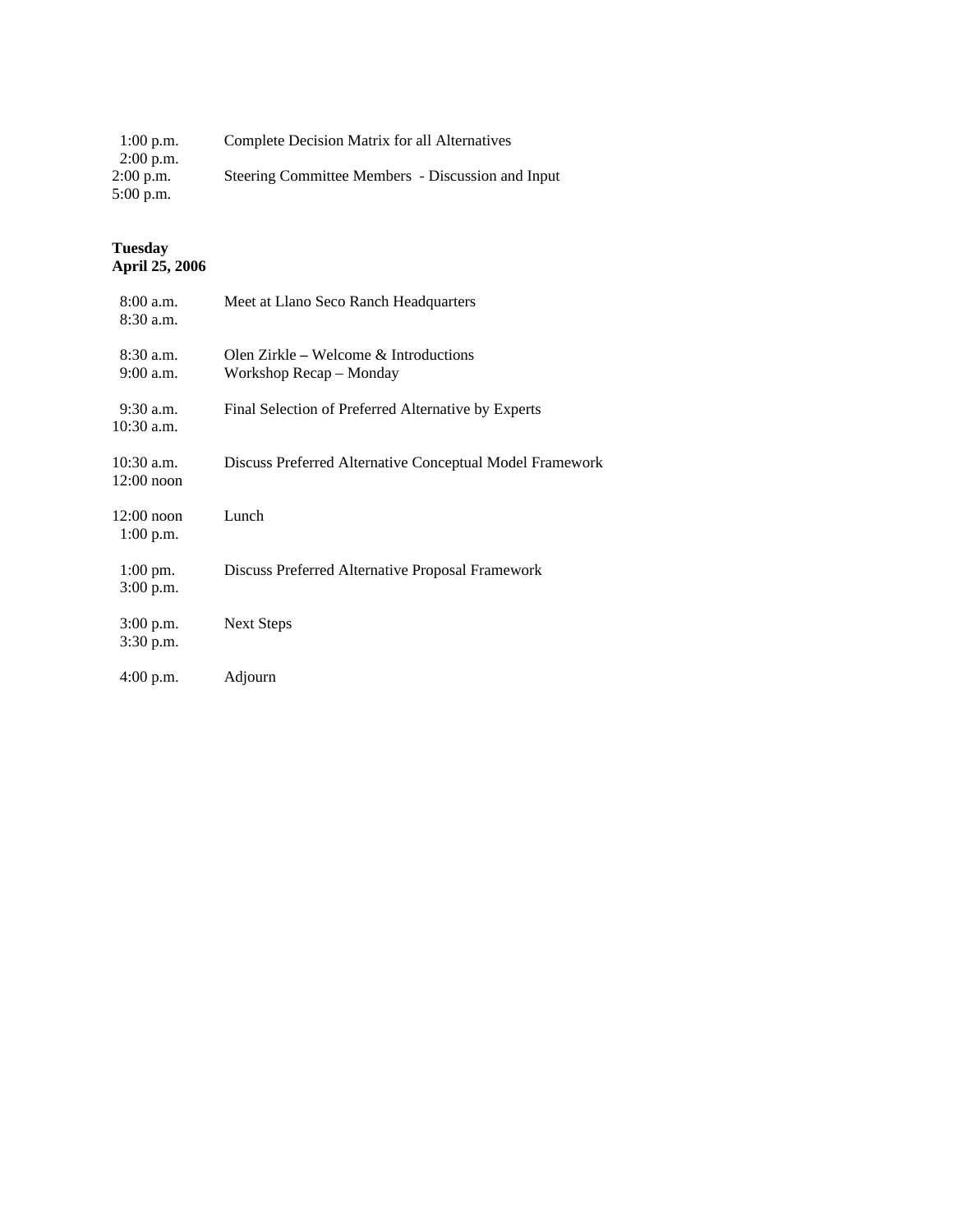| | |
|---|---|
| 1:00 p.m.<br>2:00 p.m. | Complete Decision Matrix for all Alternatives |
| 2:00 p.m.<br>5:00 p.m. | Steering Committee Members - Discussion and Input |

**Tuesday**
**April 25, 2006**

| | |
|---|---|
| 8:00 a.m.<br>8:30 a.m. | Meet at Llano Seco Ranch Headquarters |
| 8:30 a.m.<br>9:00 a.m. | Olen Zirkle – Welcome & Introductions<br>Workshop Recap – Monday |
| 9:30 a.m.<br>10:30 a.m. | Final Selection of Preferred Alternative by Experts |
| 10:30 a.m.<br>12:00 noon | Discuss Preferred Alternative Conceptual Model Framework |
| 12:00 noon<br>1:00 p.m. | Lunch |
| 1:00 pm.<br>3:00 p.m. | Discuss Preferred Alternative Proposal Framework |
| 3:00 p.m.<br>3:30 p.m. | Next Steps |
| 4:00 p.m. | Adjourn |